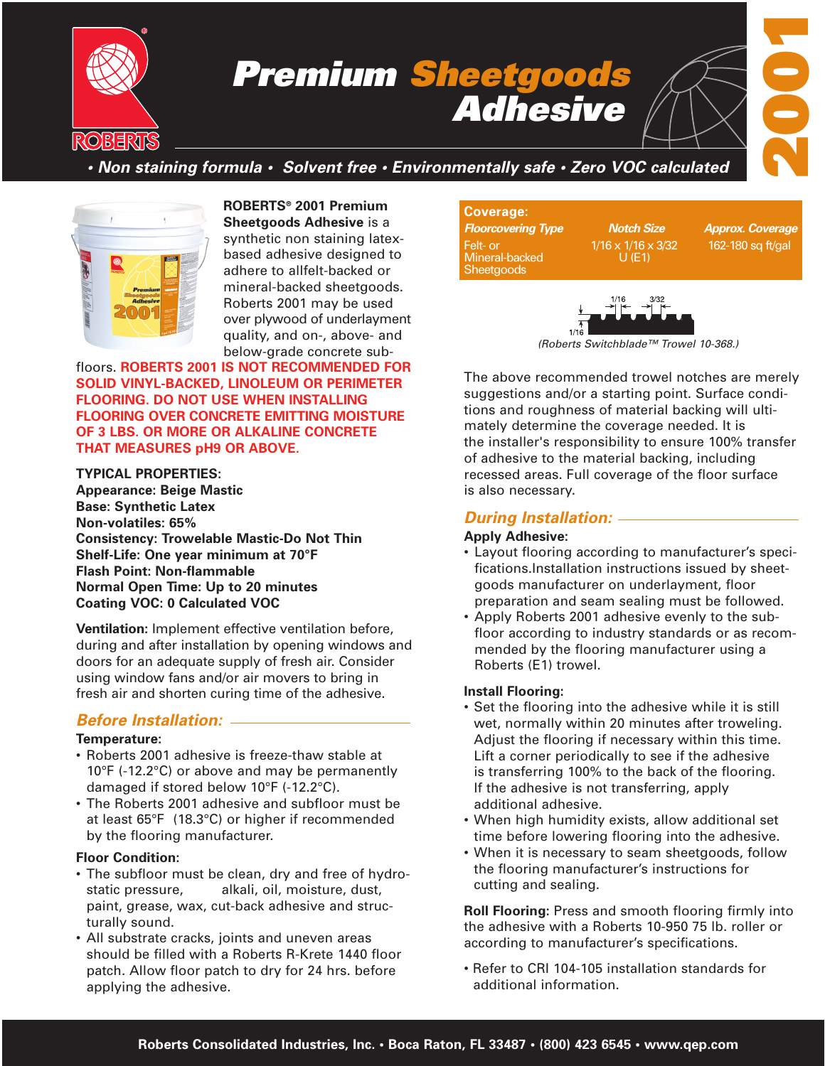# Premium Sheetgoods Adhesive

**2001**

*• Non staining formula • Solvent free • Environmentally safe • Zero VOC calculated*

**ROBERTS® 2001 Premium Sheetgoods Adhesive** is a synthetic non staining latex-based adhesive designed to adhere to allfelt-backed or mineral-backed sheetgoods. Roberts 2001 may be used over plywood of underlayment quality, and on-, above- and below-grade concrete sub-floors. **ROBERTS 2001 IS NOT RECOMMENDED FOR SOLID VINYL-BACKED, LINOLEUM OR PERIMETER FLOORING. DO NOT USE WHEN INSTALLING FLOORING OVER CONCRETE EMITTING MOISTURE OF 3 LBS. OR MORE OR ALKALINE CONCRETE THAT MEASURES pH9 OR ABOVE.**

**TYPICAL PROPERTIES:**
**Appearance: Beige Mastic**
**Base: Synthetic Latex**
**Non-volatiles: 65%**
**Consistency: Trowelable Mastic-Do Not Thin**
**Shelf-Life: One year minimum at 70°F**
**Flash Point: Non-flammable**
**Normal Open Time: Up to 20 minutes**
**Coating VOC: 0 Calculated VOC**

**Ventilation:** Implement effective ventilation before, during and after installation by opening windows and doors for an adequate supply of fresh air. Consider using window fans and/or air movers to bring in fresh air and shorten curing time of the adhesive.

## *Before Installation:*

**Temperature:**

- Roberts 2001 adhesive is freeze-thaw stable at 10°F (-12.2°C) or above and may be permanently damaged if stored below 10°F (-12.2°C).
- The Roberts 2001 adhesive and subfloor must be at least 65°F (18.3°C) or higher if recommended by the flooring manufacturer.

**Floor Condition:**

- The subfloor must be clean, dry and free of hydrostatic pressure, alkali, oil, moisture, dust, paint, grease, wax, cut-back adhesive and structurally sound.
- All substrate cracks, joints and uneven areas should be filled with a Roberts R-Krete 1440 floor patch. Allow floor patch to dry for 24 hrs. before applying the adhesive.

**Coverage:**

| *Floorcovering Type* | *Notch Size* | *Approx. Coverage* |
|---|---|---|
| Felt- or Mineral-backed Sheetgoods | 1/16 x 1/16 x 3/32 U (E1) | 162-180 sq ft/gal |

1/16 &nbsp; 3/32 &nbsp; 1/16

*(Roberts Switchblade™ Trowel 10-368.)*

The above recommended trowel notches are merely suggestions and/or a starting point. Surface conditions and roughness of material backing will ultimately determine the coverage needed. It is the installer's responsibility to ensure 100% transfer of adhesive to the material backing, including recessed areas. Full coverage of the floor surface is also necessary.

## *During Installation:*

**Apply Adhesive:**

- Layout flooring according to manufacturer's specifications.Installation instructions issued by sheetgoods manufacturer on underlayment, floor preparation and seam sealing must be followed.
- Apply Roberts 2001 adhesive evenly to the subfloor according to industry standards or as recommended by the flooring manufacturer using a Roberts (E1) trowel.

**Install Flooring:**

- Set the flooring into the adhesive while it is still wet, normally within 20 minutes after troweling. Adjust the flooring if necessary within this time. Lift a corner periodically to see if the adhesive is transferring 100% to the back of the flooring. If the adhesive is not transferring, apply additional adhesive.
- When high humidity exists, allow additional set time before lowering flooring into the adhesive.
- When it is necessary to seam sheetgoods, follow the flooring manufacturer's instructions for cutting and sealing.

**Roll Flooring:** Press and smooth flooring firmly into the adhesive with a Roberts 10-950 75 lb. roller or according to manufacturer's specifications.

- Refer to CRI 104-105 installation standards for additional information.

**Roberts Consolidated Industries, Inc. • Boca Raton, FL 33487 • (800) 423 6545 • www.qep.com**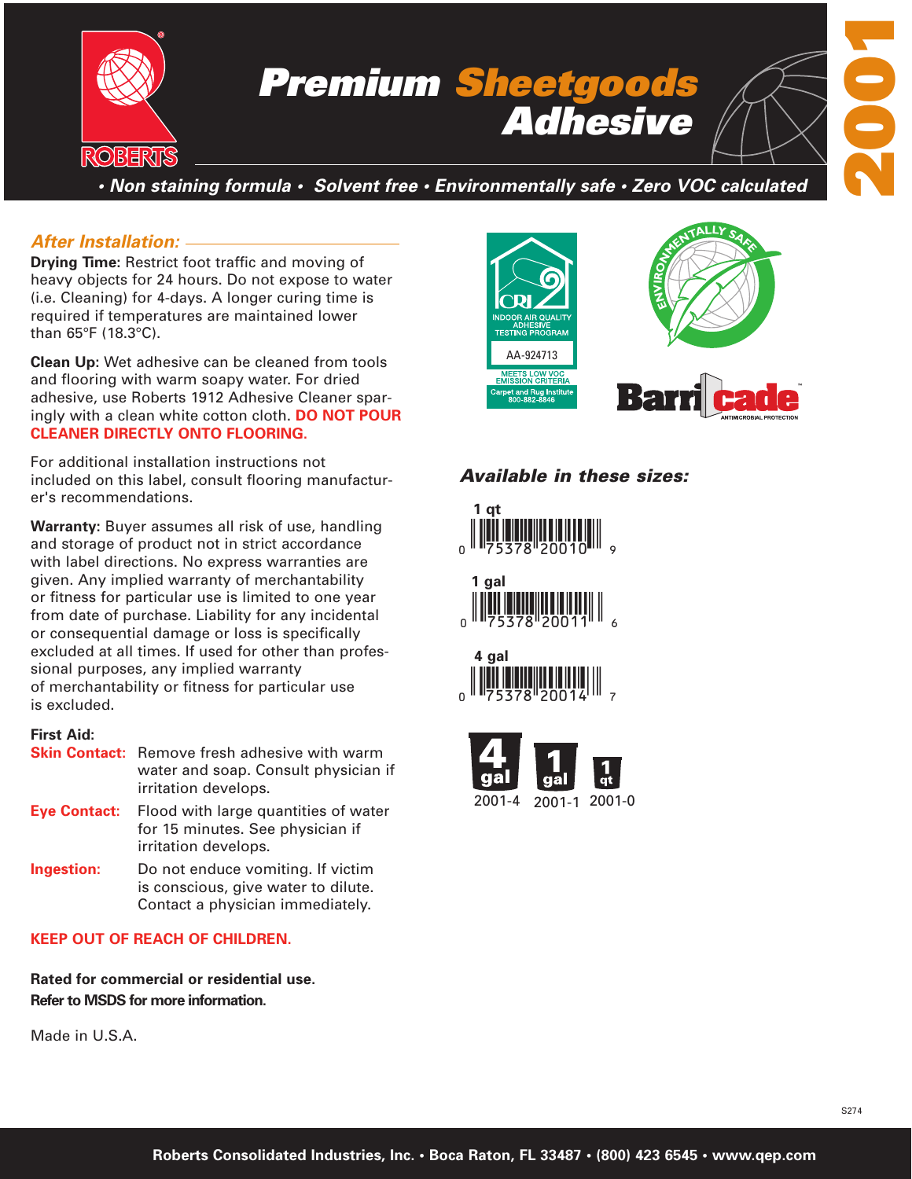# Premium Sheetgoods Adhesive

**2001**

*• Non staining formula • Solvent free • Environmentally safe • Zero VOC calculated*

## *After Installation:*

**Drying Time:** Restrict foot traffic and moving of heavy objects for 24 hours. Do not expose to water (i.e. Cleaning) for 4-days. A longer curing time is required if temperatures are maintained lower than 65°F (18.3°C).

**Clean Up:** Wet adhesive can be cleaned from tools and flooring with warm soapy water. For dried adhesive, use Roberts 1912 Adhesive Cleaner sparingly with a clean white cotton cloth. **DO NOT POUR CLEANER DIRECTLY ONTO FLOORING.**

For additional installation instructions not included on this label, consult flooring manufacturer's recommendations.

**Warranty:** Buyer assumes all risk of use, handling and storage of product not in strict accordance with label directions. No express warranties are given. Any implied warranty of merchantability or fitness for particular use is limited to one year from date of purchase. Liability for any incidental or consequential damage or loss is specifically excluded at all times. If used for other than professional purposes, any implied warranty of merchantability or fitness for particular use is excluded.

**First Aid:**

**Skin Contact:** Remove fresh adhesive with warm water and soap. Consult physician if irritation develops.

**Eye Contact:** Flood with large quantities of water for 15 minutes. See physician if irritation develops.

**Ingestion:** Do not enduce vomiting. If victim is conscious, give water to dilute. Contact a physician immediately.

**KEEP OUT OF REACH OF CHILDREN.**

**Rated for commercial or residential use.**
**Refer to MSDS for more information.**

Made in U.S.A.

CRI INDOOR AIR QUALITY ADHESIVE TESTING PROGRAM
AA-924713
MEETS LOW VOC EMISSION CRITERIA
Carpet and Rug Institute 800-882-8846

ENVIRONMENTALLY SAFE

Barricade™ ANTIMICROBIAL PROTECTION

## *Available in these sizes:*

1 qt
0 75378 20010 9

1 gal
0 75378 20011 6

4 gal
0 75378 20014 7

4 gal 2001-4
1 gal 2001-1
1 qt 2001-0

S274

Roberts Consolidated Industries, Inc. • Boca Raton, FL 33487 • (800) 423 6545 • www.qep.com